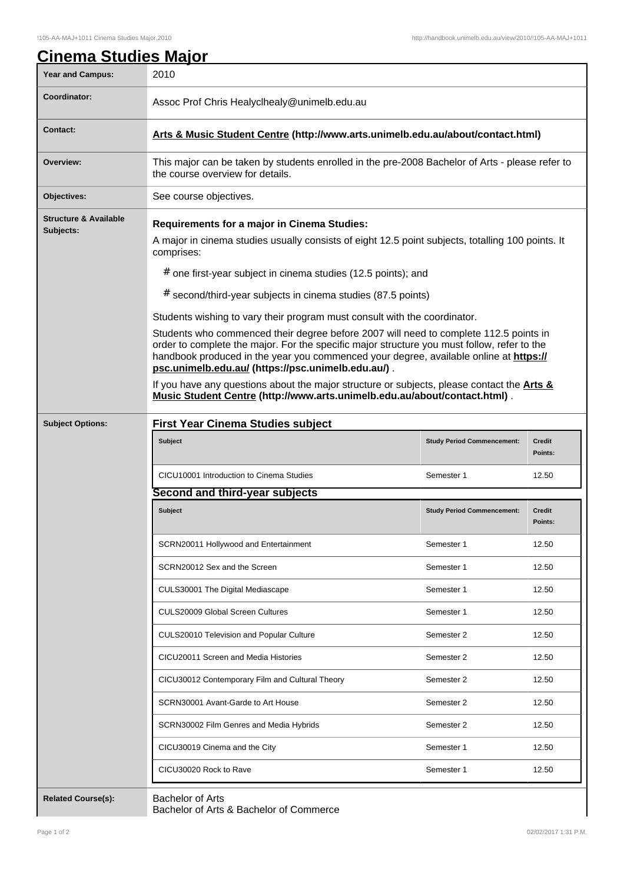# Cinema Studies Major

| | |
|---|---|
| **Year and Campus:** | 2010 |
| **Coordinator:** | Assoc Prof Chris Healyclhealy@unimelb.edu.au |
| **Contact:** | **Arts & Music Student Centre (http://www.arts.unimelb.edu.au/about/contact.html)** |
| **Overview:** | This major can be taken by students enrolled in the pre-2008 Bachelor of Arts - please refer to the course overview for details. |
| **Objectives:** | See course objectives. |

**Structure & Available Subjects:**

**Requirements for a major in Cinema Studies:**

A major in cinema studies usually consists of eight 12.5 point subjects, totalling 100 points. It comprises:

- one first-year subject in cinema studies (12.5 points); and
- second/third-year subjects in cinema studies (87.5 points)

Students wishing to vary their program must consult with the coordinator.

Students who commenced their degree before 2007 will need to complete 112.5 points in order to complete the major. For the specific major structure you must follow, refer to the handbook produced in the year you commenced your degree, available online at **https://psc.unimelb.edu.au/ (https://psc.unimelb.edu.au/)** .

If you have any questions about the major structure or subjects, please contact the **Arts & Music Student Centre (http://www.arts.unimelb.edu.au/about/contact.html)** .

**Subject Options:**

### First Year Cinema Studies subject

| Subject | Study Period Commencement: | Credit Points: |
|---|---|---|
| CICU10001 Introduction to Cinema Studies | Semester 1 | 12.50 |

### Second and third-year subjects

| Subject | Study Period Commencement: | Credit Points: |
|---|---|---|
| SCRN20011 Hollywood and Entertainment | Semester 1 | 12.50 |
| SCRN20012 Sex and the Screen | Semester 1 | 12.50 |
| CULS30001 The Digital Mediascape | Semester 1 | 12.50 |
| CULS20009 Global Screen Cultures | Semester 1 | 12.50 |
| CULS20010 Television and Popular Culture | Semester 2 | 12.50 |
| CICU20011 Screen and Media Histories | Semester 2 | 12.50 |
| CICU30012 Contemporary Film and Cultural Theory | Semester 2 | 12.50 |
| SCRN30001 Avant-Garde to Art House | Semester 2 | 12.50 |
| SCRN30002 Film Genres and Media Hybrids | Semester 2 | 12.50 |
| CICU30019 Cinema and the City | Semester 1 | 12.50 |
| CICU30020 Rock to Rave | Semester 1 | 12.50 |

**Related Course(s):**

Bachelor of Arts
Bachelor of Arts & Bachelor of Commerce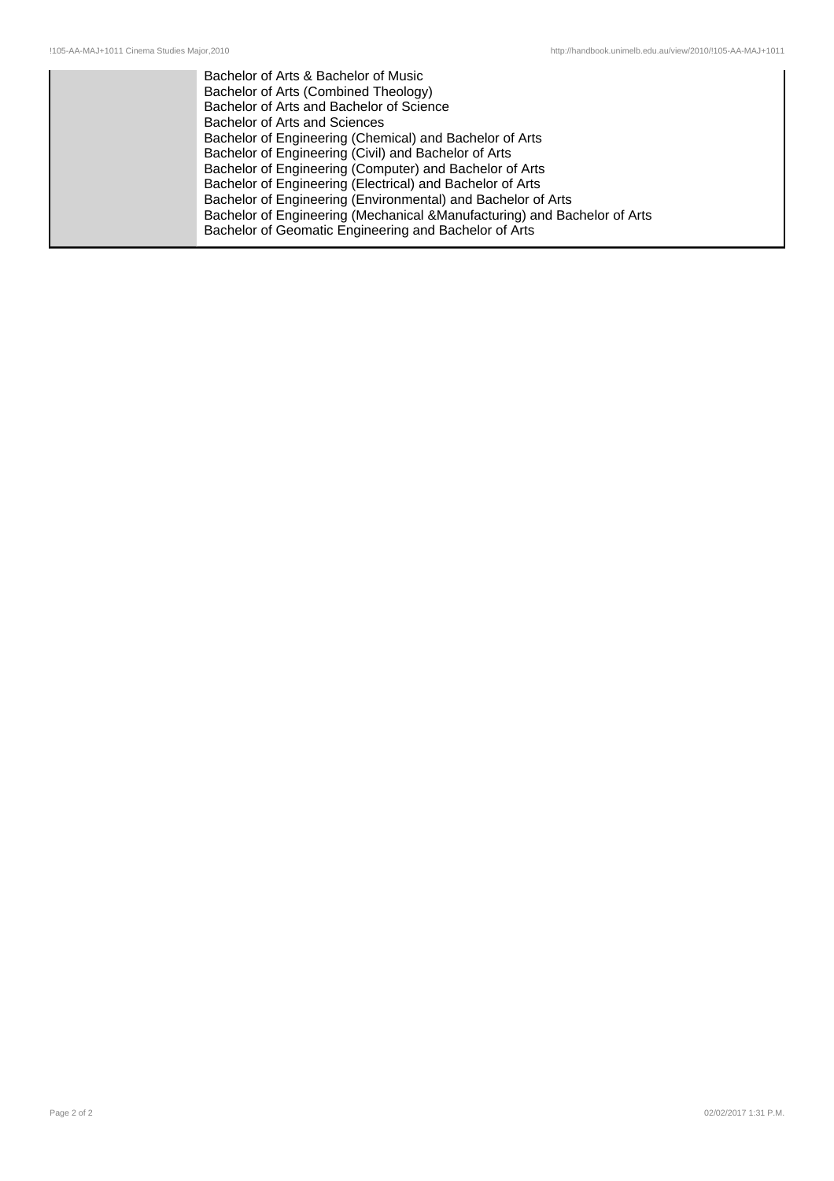| | |
|---|---|
| | Bachelor of Arts & Bachelor of Music<br>Bachelor of Arts (Combined Theology)<br>Bachelor of Arts and Bachelor of Science<br>Bachelor of Arts and Sciences<br>Bachelor of Engineering (Chemical) and Bachelor of Arts<br>Bachelor of Engineering (Civil) and Bachelor of Arts<br>Bachelor of Engineering (Computer) and Bachelor of Arts<br>Bachelor of Engineering (Electrical) and Bachelor of Arts<br>Bachelor of Engineering (Environmental) and Bachelor of Arts<br>Bachelor of Engineering (Mechanical &Manufacturing) and Bachelor of Arts<br>Bachelor of Geomatic Engineering and Bachelor of Arts |